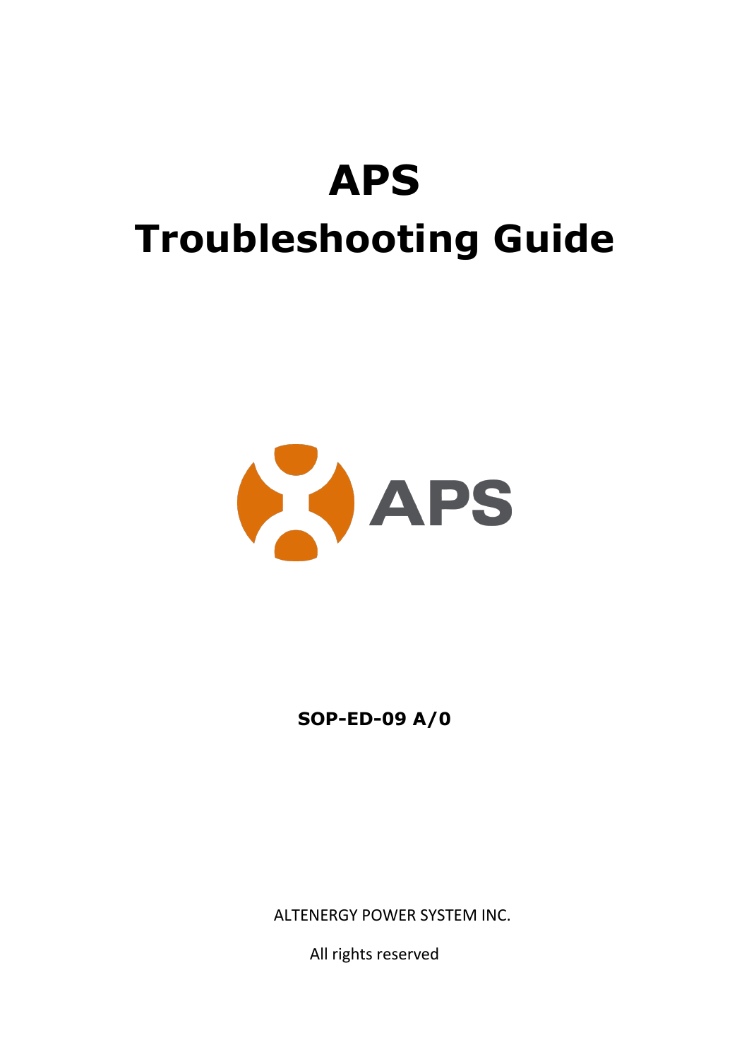# APS

# Troubleshooting Guide

**SOP-ED-09 A/0**

ALTENERGY POWER SYSTEM INC.

All rights reserved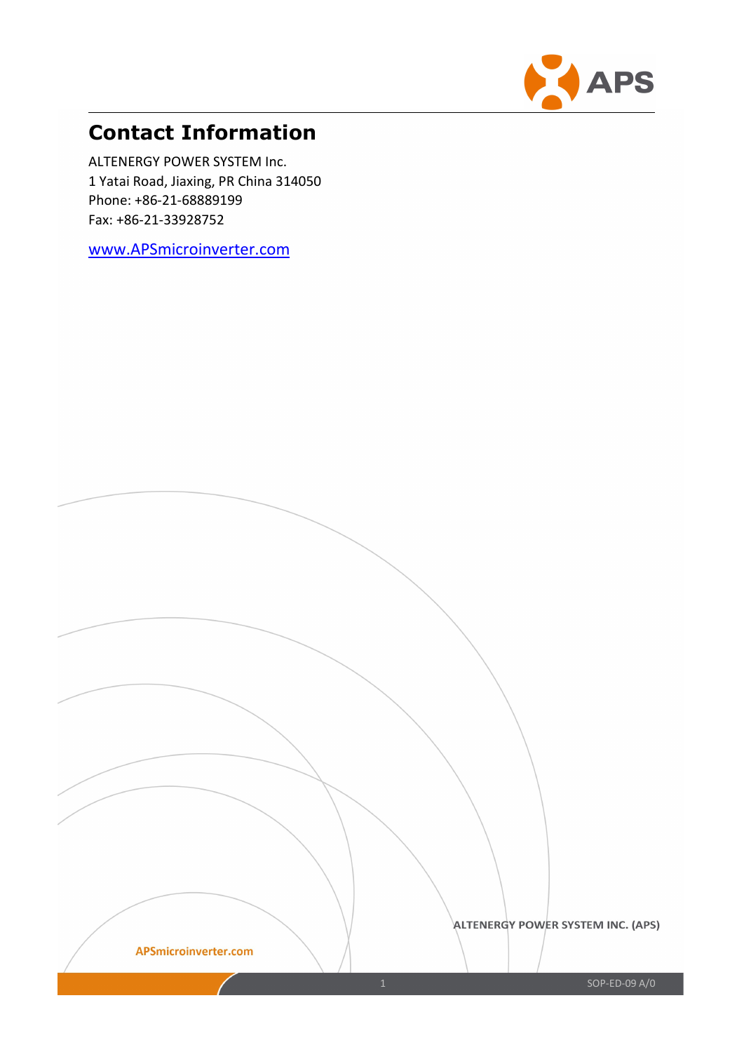# Contact Information

ALTENERGY POWER SYSTEM Inc.
1 Yatai Road, Jiaxing, PR China 314050
Phone: +86-21-68889199
Fax: +86-21-33928752

www.APSmicroinverter.com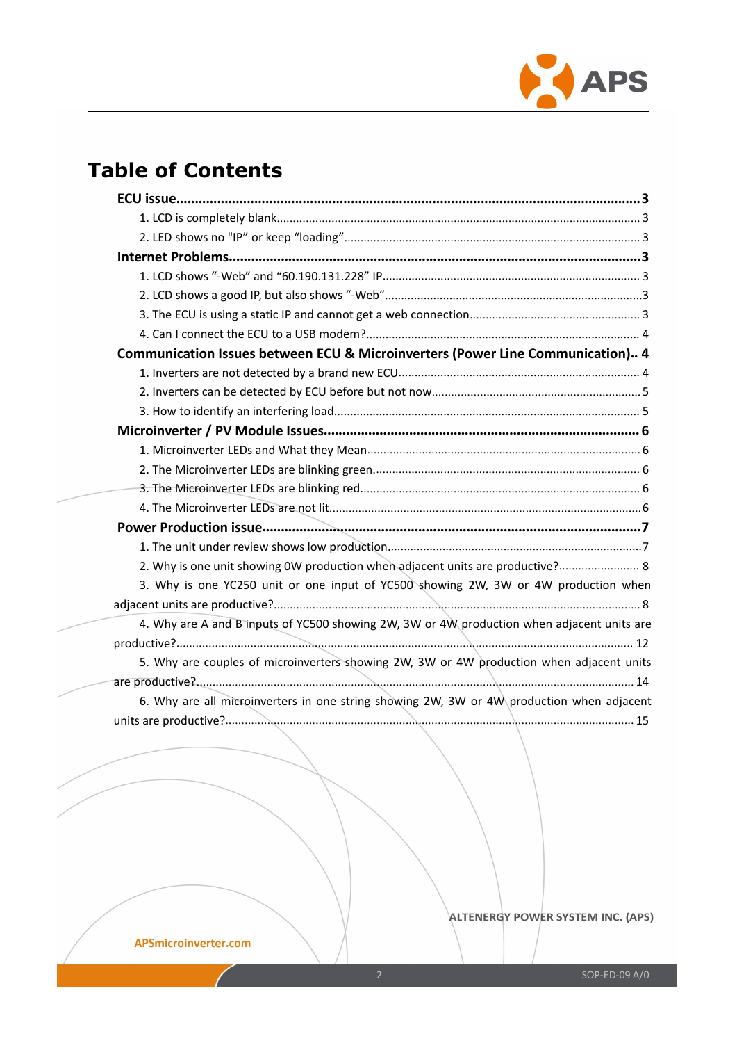# Table of Contents

**ECU issue ......................................................................................................................... 3**

1. LCD is completely blank ............................................................................................. 3
2. LED shows no "IP" or keep "loading" ......................................................................... 3

**Internet Problems ............................................................................................................. 3**

1. LCD shows "-Web" and "60.190.131.228" IP ................................................................ 3
2. LCD shows a good IP, but also shows "-Web" ............................................................... 3
3. The ECU is using a static IP and cannot get a web connection ..................................... 3
4. Can I connect the ECU to a USB modem? ..................................................................... 4

**Communication Issues between ECU & Microinverters (Power Line Communication).. 4**

1. Inverters are not detected by a brand new ECU .......................................................... 4
2. Inverters can be detected by ECU before but not now ................................................ 5
3. How to identify an interfering load .............................................................................. 5

**Microinverter / PV Module Issues ..................................................................................... 6**

1. Microinverter LEDs and What they Mean ..................................................................... 6
2. The Microinverter LEDs are blinking green. .................................................................. 6
3. The Microinverter LEDs are blinking red ...................................................................... 6
4. The Microinverter LEDs are not lit ................................................................................ 6

**Power Production issue .................................................................................................... 7**

1. The unit under review shows low production. ............................................................. 7
2. Why is one unit showing 0W production when adjacent units are productive? ........... 8
3. Why is one YC250 unit or one input of YC500 showing 2W, 3W or 4W production when adjacent units are productive? ................................................................................................ 8
4. Why are A and B inputs of YC500 showing 2W, 3W or 4W production when adjacent units are productive? ............................................................................................................ 12
5. Why are couples of microinverters showing 2W, 3W or 4W production when adjacent units are productive? ............................................................................................................ 14
6. Why are all microinverters in one string showing 2W, 3W or 4W production when adjacent units are productive? ................................................................................................ 15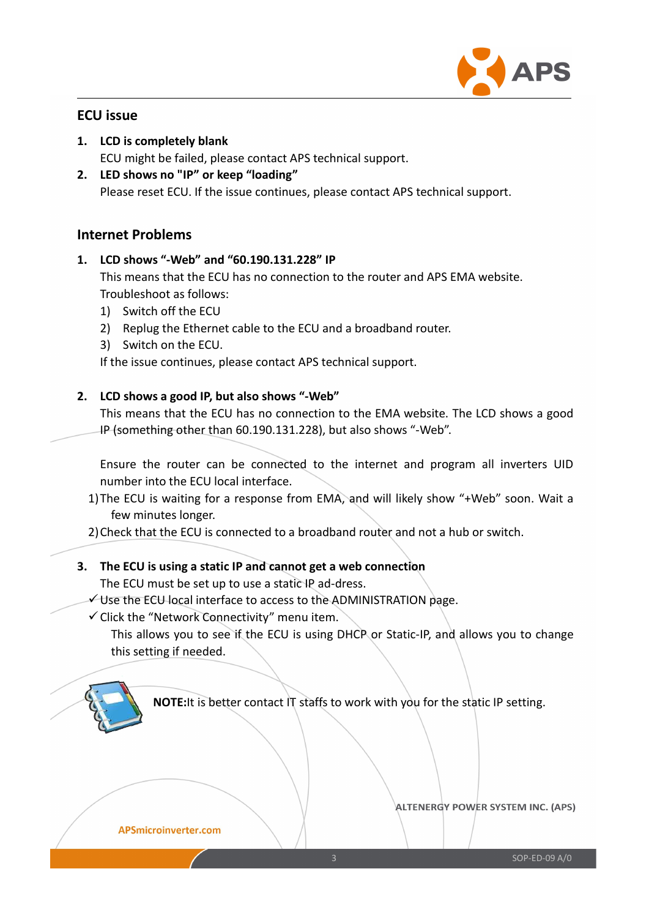## ECU issue

1. **LCD is completely blank**
   ECU might be failed, please contact APS technical support.
2. **LED shows no "IP" or keep “loading”**
   Please reset ECU. If the issue continues, please contact APS technical support.

## Internet Problems

1. **LCD shows “-Web” and “60.190.131.228” IP**
   This means that the ECU has no connection to the router and APS EMA website.
   Troubleshoot as follows:
   1) Switch off the ECU
   2) Replug the Ethernet cable to the ECU and a broadband router.
   3) Switch on the ECU.

   If the issue continues, please contact APS technical support.

2. **LCD shows a good IP, but also shows “-Web”**
   This means that the ECU has no connection to the EMA website. The LCD shows a good IP (something other than 60.190.131.228), but also shows “-Web”.

   Ensure the router can be connected to the internet and program all inverters UID number into the ECU local interface.

   1) The ECU is waiting for a response from EMA, and will likely show “+Web” soon. Wait a few minutes longer.
   2) Check that the ECU is connected to a broadband router and not a hub or switch.

3. **The ECU is using a static IP and cannot get a web connection**
   The ECU must be set up to use a static IP ad-dress.
   - ✓ Use the ECU local interface to access to the ADMINISTRATION page.
   - ✓ Click the “Network Connectivity” menu item.
     This allows you to see if the ECU is using DHCP or Static-IP, and allows you to change this setting if needed.

**NOTE:**It is better contact IT staffs to work with you for the static IP setting.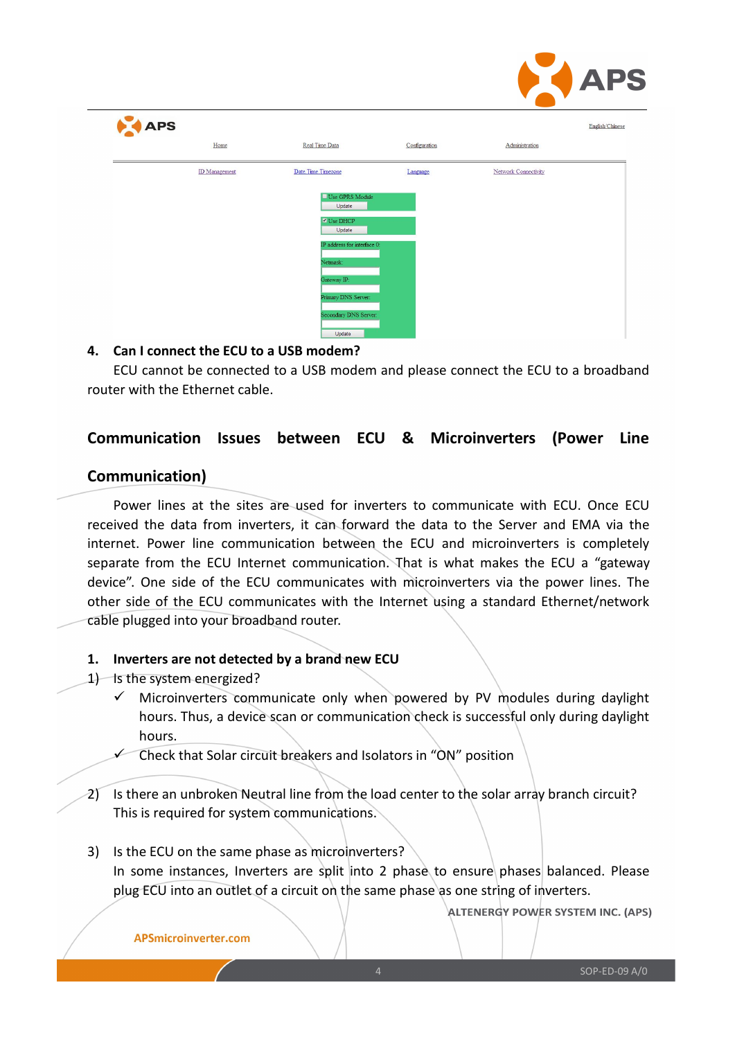**4. Can I connect the ECU to a USB modem?**

ECU cannot be connected to a USB modem and please connect the ECU to a broadband router with the Ethernet cable.

## Communication Issues between ECU & Microinverters (Power Line Communication)

Power lines at the sites are used for inverters to communicate with ECU. Once ECU received the data from inverters, it can forward the data to the Server and EMA via the internet. Power line communication between the ECU and microinverters is completely separate from the ECU Internet communication. That is what makes the ECU a "gateway device". One side of the ECU communicates with microinverters via the power lines. The other side of the ECU communicates with the Internet using a standard Ethernet/network cable plugged into your broadband router.

**1. Inverters are not detected by a brand new ECU**

1) Is the system energized?
   - ✓ Microinverters communicate only when powered by PV modules during daylight hours. Thus, a device scan or communication check is successful only during daylight hours.
   - ✓ Check that Solar circuit breakers and Isolators in "ON" position

2) Is there an unbroken Neutral line from the load center to the solar array branch circuit? This is required for system communications.

3) Is the ECU on the same phase as microinverters?
   In some instances, Inverters are split into 2 phase to ensure phases balanced. Please plug ECU into an outlet of a circuit on the same phase as one string of inverters.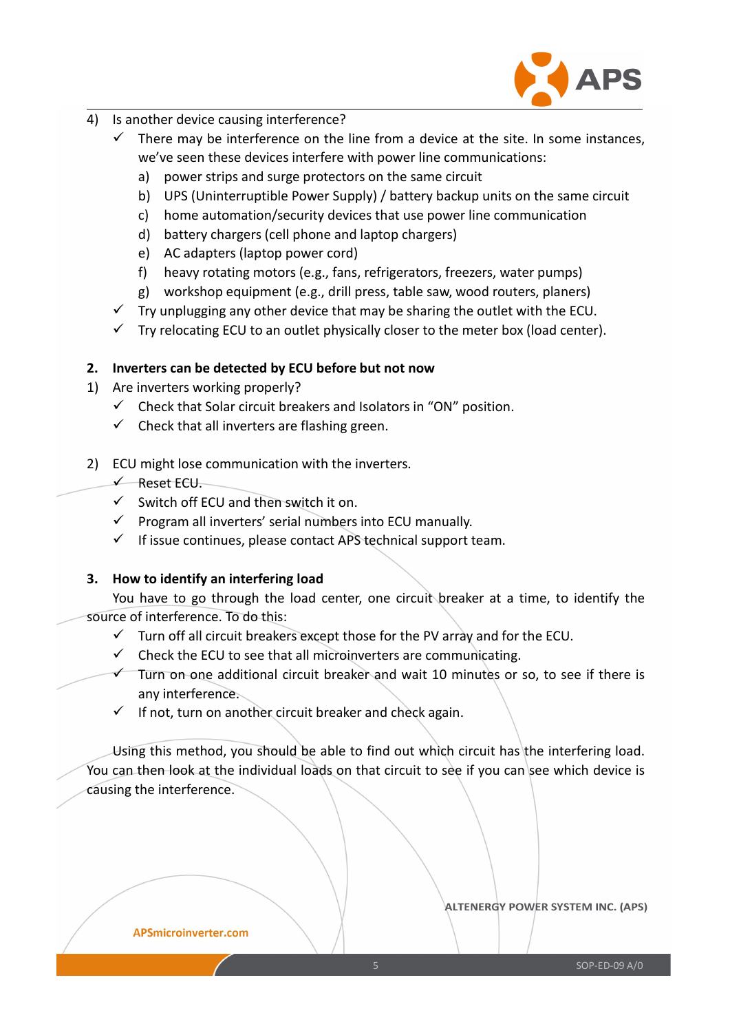4) Is another device causing interference?
   - ✓ There may be interference on the line from a device at the site. In some instances, we've seen these devices interfere with power line communications:
     - a) power strips and surge protectors on the same circuit
     - b) UPS (Uninterruptible Power Supply) / battery backup units on the same circuit
     - c) home automation/security devices that use power line communication
     - d) battery chargers (cell phone and laptop chargers)
     - e) AC adapters (laptop power cord)
     - f) heavy rotating motors (e.g., fans, refrigerators, freezers, water pumps)
     - g) workshop equipment (e.g., drill press, table saw, wood routers, planers)
   - ✓ Try unplugging any other device that may be sharing the outlet with the ECU.
   - ✓ Try relocating ECU to an outlet physically closer to the meter box (load center).

**2. Inverters can be detected by ECU before but not now**

1) Are inverters working properly?
   - ✓ Check that Solar circuit breakers and Isolators in "ON" position.
   - ✓ Check that all inverters are flashing green.

2) ECU might lose communication with the inverters.
   - ✓ Reset ECU.
   - ✓ Switch off ECU and then switch it on.
   - ✓ Program all inverters' serial numbers into ECU manually.
   - ✓ If issue continues, please contact APS technical support team.

**3. How to identify an interfering load**

You have to go through the load center, one circuit breaker at a time, to identify the source of interference. To do this:

- ✓ Turn off all circuit breakers except those for the PV array and for the ECU.
- ✓ Check the ECU to see that all microinverters are communicating.
- ✓ Turn on one additional circuit breaker and wait 10 minutes or so, to see if there is any interference.
- ✓ If not, turn on another circuit breaker and check again.

Using this method, you should be able to find out which circuit has the interfering load. You can then look at the individual loads on that circuit to see if you can see which device is causing the interference.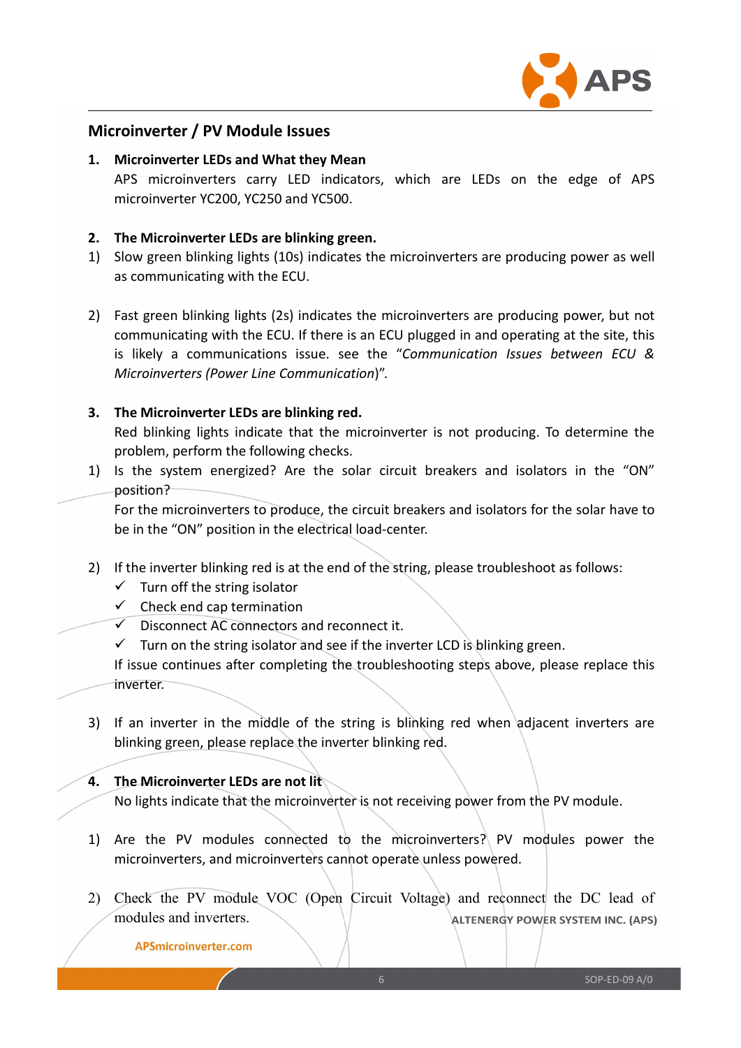## Microinverter / PV Module Issues

**1. Microinverter LEDs and What they Mean**

APS microinverters carry LED indicators, which are LEDs on the edge of APS microinverter YC200, YC250 and YC500.

**2. The Microinverter LEDs are blinking green.**

1) Slow green blinking lights (10s) indicates the microinverters are producing power as well as communicating with the ECU.

2) Fast green blinking lights (2s) indicates the microinverters are producing power, but not communicating with the ECU. If there is an ECU plugged in and operating at the site, this is likely a communications issue. see the "*Communication Issues between ECU & Microinverters (Power Line Communication)*".

**3. The Microinverter LEDs are blinking red.**

Red blinking lights indicate that the microinverter is not producing. To determine the problem, perform the following checks.

1) Is the system energized? Are the solar circuit breakers and isolators in the "ON" position?

For the microinverters to produce, the circuit breakers and isolators for the solar have to be in the "ON" position in the electrical load-center.

2) If the inverter blinking red is at the end of the string, please troubleshoot as follows:

- ✓ Turn off the string isolator
- ✓ Check end cap termination
- ✓ Disconnect AC connectors and reconnect it.
- ✓ Turn on the string isolator and see if the inverter LCD is blinking green.

If issue continues after completing the troubleshooting steps above, please replace this inverter.

3) If an inverter in the middle of the string is blinking red when adjacent inverters are blinking green, please replace the inverter blinking red.

**4. The Microinverter LEDs are not lit**

No lights indicate that the microinverter is not receiving power from the PV module.

1) Are the PV modules connected to the microinverters? PV modules power the microinverters, and microinverters cannot operate unless powered.

2) Check the PV module VOC (Open Circuit Voltage) and reconnect the DC lead of modules and inverters.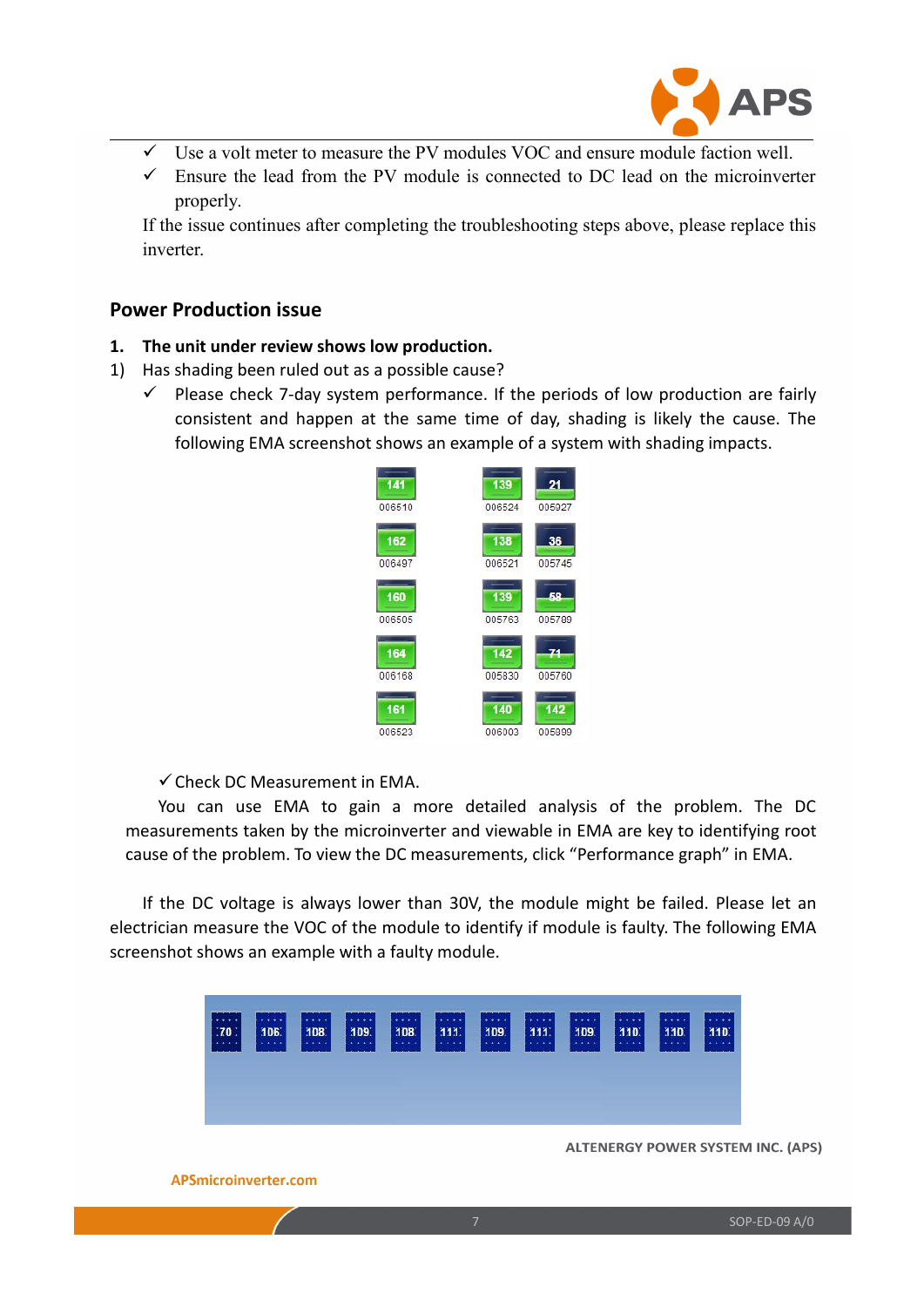- ✓ Use a volt meter to measure the PV modules VOC and ensure module faction well.
- ✓ Ensure the lead from the PV module is connected to DC lead on the microinverter properly.

If the issue continues after completing the troubleshooting steps above, please replace this inverter.

## Power Production issue

**1. The unit under review shows low production.**

1) Has shading been ruled out as a possible cause?

- ✓ Please check 7-day system performance. If the periods of low production are fairly consistent and happen at the same time of day, shading is likely the cause. The following EMA screenshot shows an example of a system with shading impacts.

✓ Check DC Measurement in EMA.

You can use EMA to gain a more detailed analysis of the problem. The DC measurements taken by the microinverter and viewable in EMA are key to identifying root cause of the problem. To view the DC measurements, click "Performance graph" in EMA.

If the DC voltage is always lower than 30V, the module might be failed. Please let an electrician measure the VOC of the module to identify if module is faulty. The following EMA screenshot shows an example with a faulty module.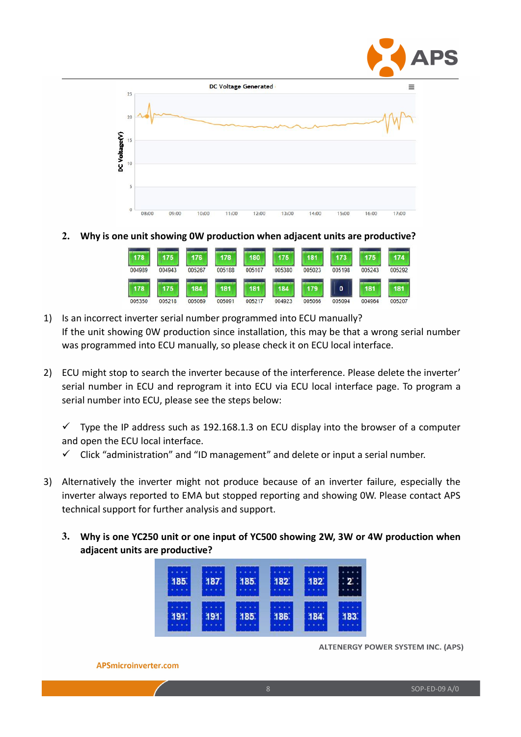## 2. Why is one unit showing 0W production when adjacent units are productive?

1) Is an incorrect inverter serial number programmed into ECU manually?
   If the unit showing 0W production since installation, this may be that a wrong serial number was programmed into ECU manually, so please check it on ECU local interface.

2) ECU might stop to search the inverter because of the interference. Please delete the inverter' serial number in ECU and reprogram it into ECU via ECU local interface page. To program a serial number into ECU, please see the steps below:

   ✓ Type the IP address such as 192.168.1.3 on ECU display into the browser of a computer and open the ECU local interface.
   
   ✓ Click "administration" and "ID management" and delete or input a serial number.

3) Alternatively the inverter might not produce because of an inverter failure, especially the inverter always reported to EMA but stopped reporting and showing 0W. Please contact APS technical support for further analysis and support.

## 3. Why is one YC250 unit or one input of YC500 showing 2W, 3W or 4W production when adjacent units are productive?

ALTENERGY POWER SYSTEM INC. (APS)

APSmicroinverter.com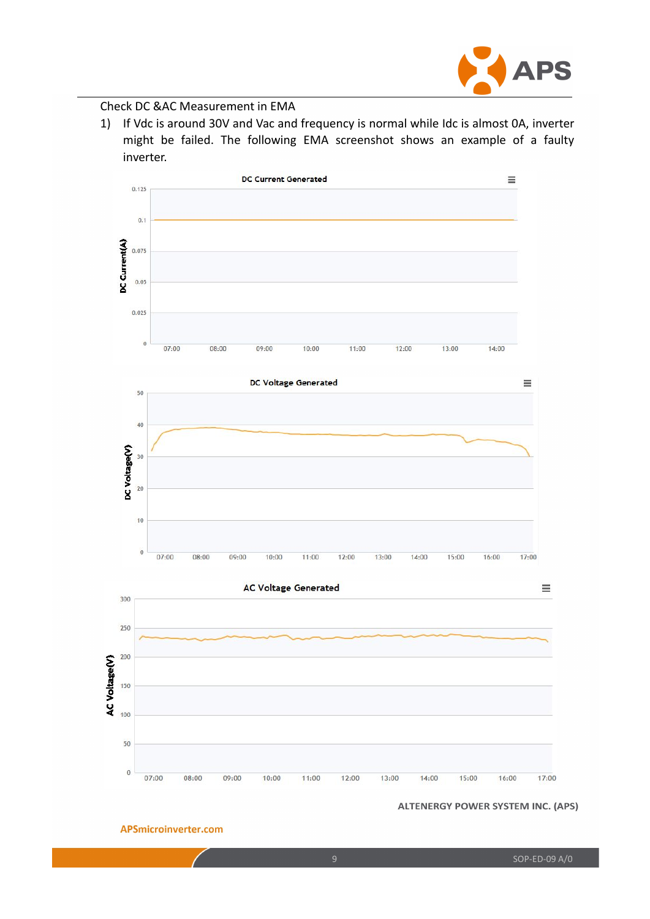Check DC &AC Measurement in EMA

1) If Vdc is around 30V and Vac and frequency is normal while Idc is almost 0A, inverter might be failed. The following EMA screenshot shows an example of a faulty inverter.

DC Current Generated

DC Voltage Generated

AC Voltage Generated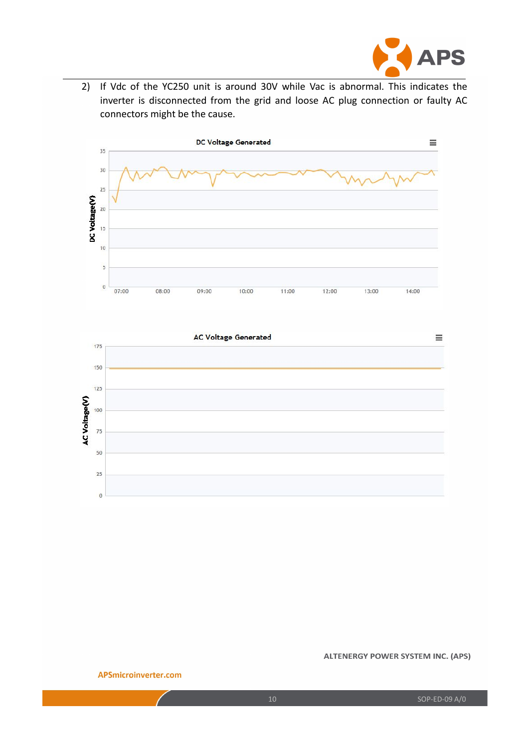2) If Vdc of the YC250 unit is around 30V while Vac is abnormal. This indicates the inverter is disconnected from the grid and loose AC plug connection or faulty AC connectors might be the cause.

DC Voltage Generated

DC Voltage(V)

35
30
25
20
15
10
5
0

07:00 08:00 09:00 10:00 11:00 12:00 13:00 14:00

AC Voltage Generated

AC Voltage(V)

175
150
125
100
75
50
25
0

ALTENERGY POWER SYSTEM INC. (APS)

APSmicroinverter.com

SOP-ED-09 A/0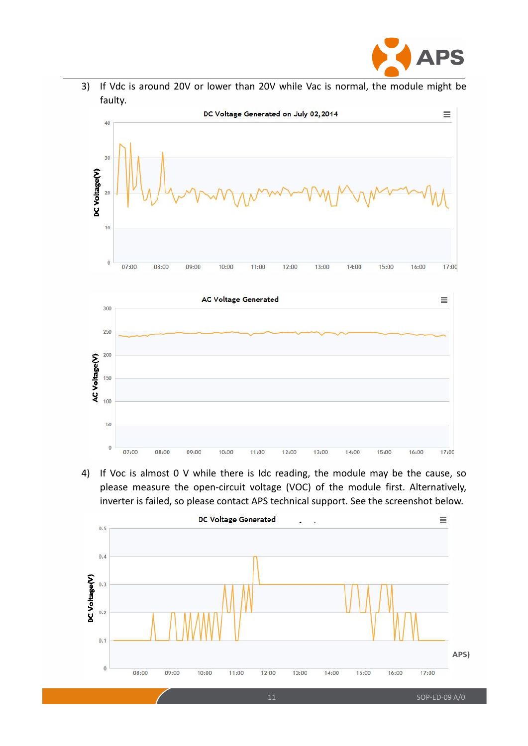3) If Vdc is around 20V or lower than 20V while Vac is normal, the module might be faulty.

4) If Voc is almost 0 V while there is Idc reading, the module may be the cause, so please measure the open-circuit voltage (VOC) of the module first. Alternatively, inverter is failed, so please contact APS technical support. See the screenshot below.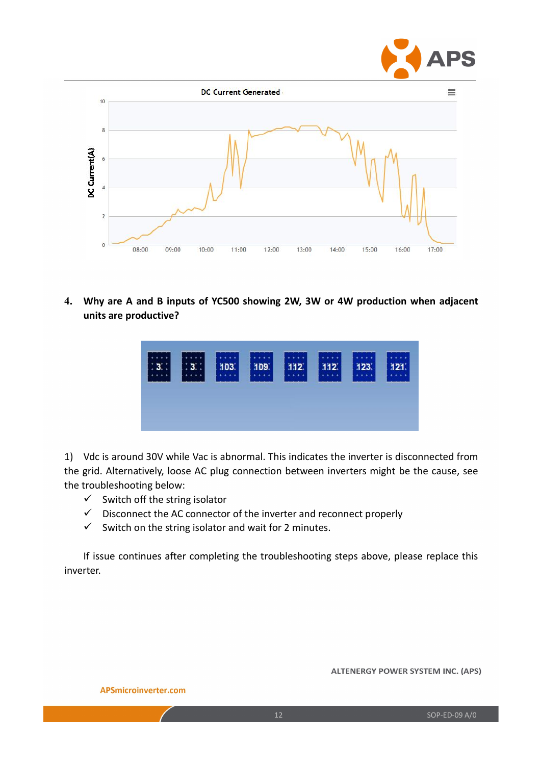DC Current Generated

4. **Why are A and B inputs of YC500 showing 2W, 3W or 4W production when adjacent units are productive?**

1) Vdc is around 30V while Vac is abnormal. This indicates the inverter is disconnected from the grid. Alternatively, loose AC plug connection between inverters might be the cause, see the troubleshooting below:

- ✓ Switch off the string isolator
- ✓ Disconnect the AC connector of the inverter and reconnect properly
- ✓ Switch on the string isolator and wait for 2 minutes.

If issue continues after completing the troubleshooting steps above, please replace this inverter.

ALTENERGY POWER SYSTEM INC. (APS)

APSmicroinverter.com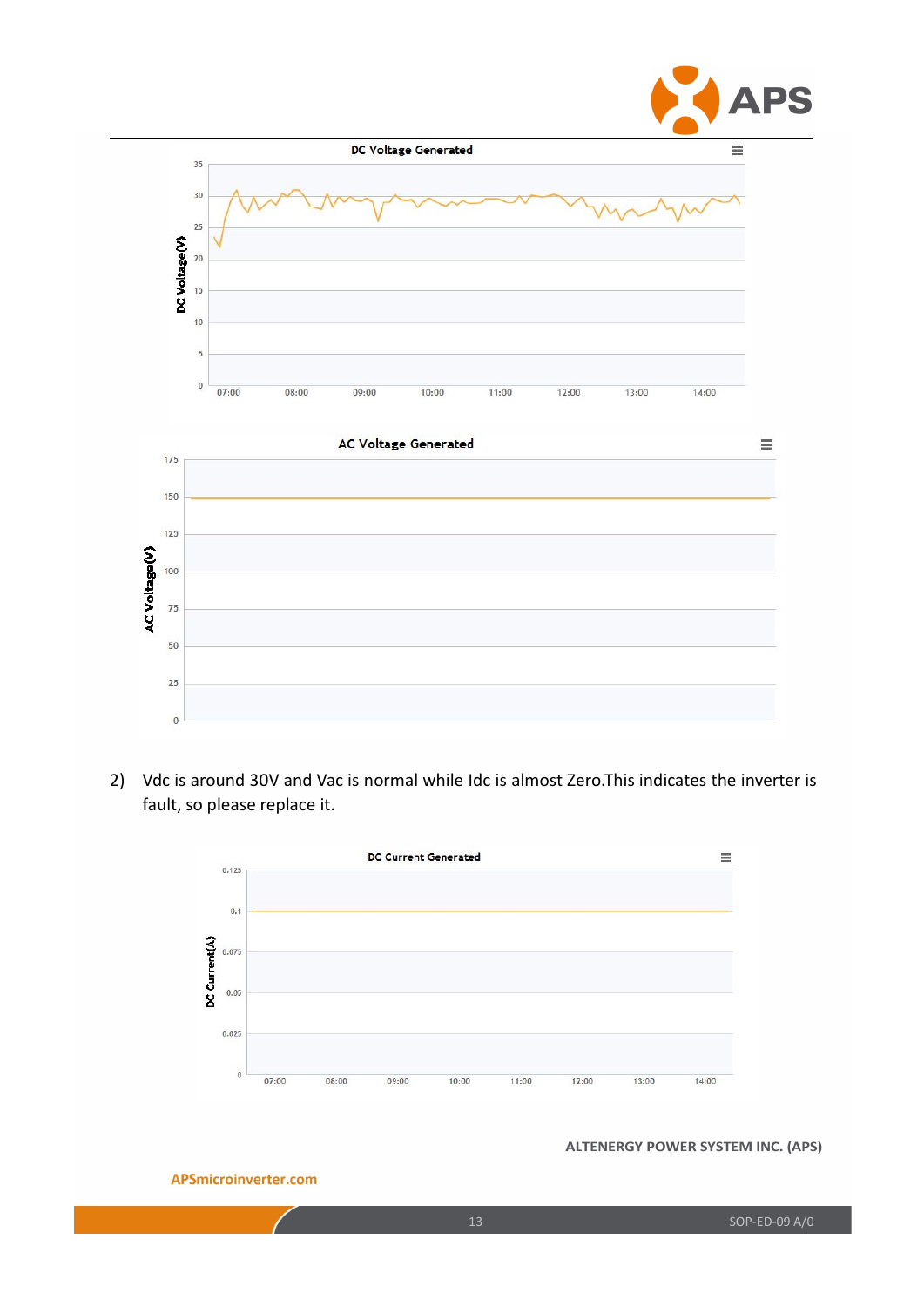**DC Voltage Generated**

**AC Voltage Generated**

2) Vdc is around 30V and Vac is normal while Idc is almost Zero.This indicates the inverter is fault, so please replace it.

**DC Current Generated**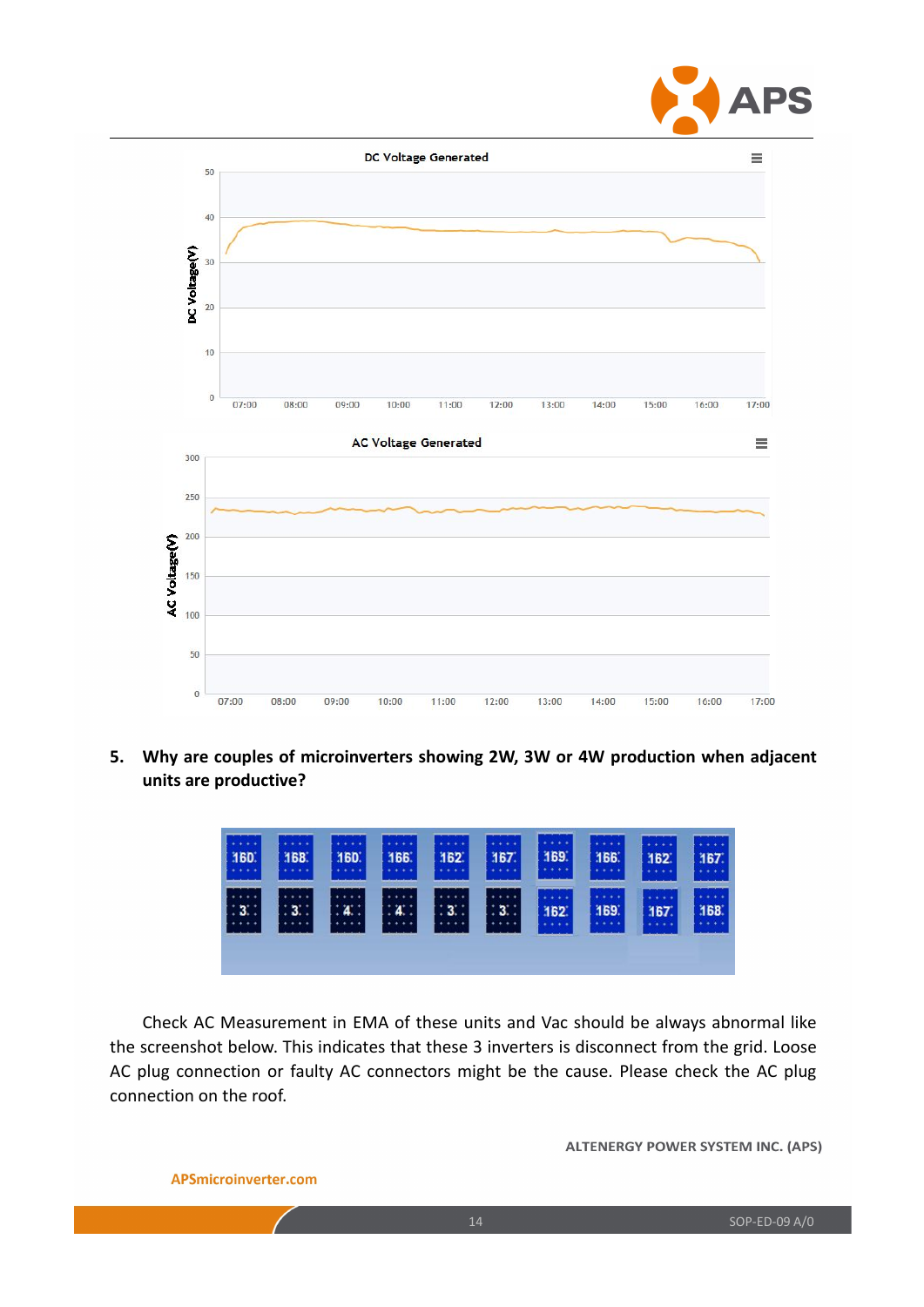DC Voltage Generated

AC Voltage Generated

5. **Why are couples of microinverters showing 2W, 3W or 4W production when adjacent units are productive?**

Check AC Measurement in EMA of these units and Vac should be always abnormal like the screenshot below. This indicates that these 3 inverters is disconnect from the grid. Loose AC plug connection or faulty AC connectors might be the cause. Please check the AC plug connection on the roof.

ALTENERGY POWER SYSTEM INC. (APS)

APSmicroinverter.com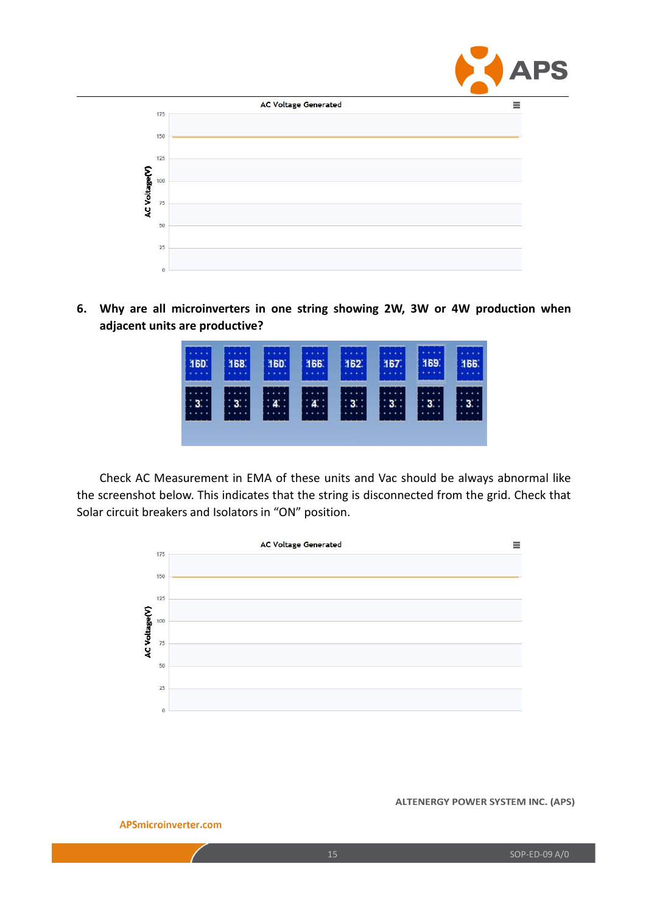AC Voltage Generated

175
150
125
100
75
50
25
0

AC Voltage(V)

**6. Why are all microinverters in one string showing 2W, 3W or 4W production when adjacent units are productive?**

160 168 160 166 162 167 169 166

3 3 4 4 3 3 3 3

Check AC Measurement in EMA of these units and Vac should be always abnormal like the screenshot below. This indicates that the string is disconnected from the grid. Check that Solar circuit breakers and Isolators in "ON" position.

AC Voltage Generated

175
150
125
100
75
50
25
0

AC Voltage(V)

ALTENERGY POWER SYSTEM INC. (APS)

APSmicroinverter.com